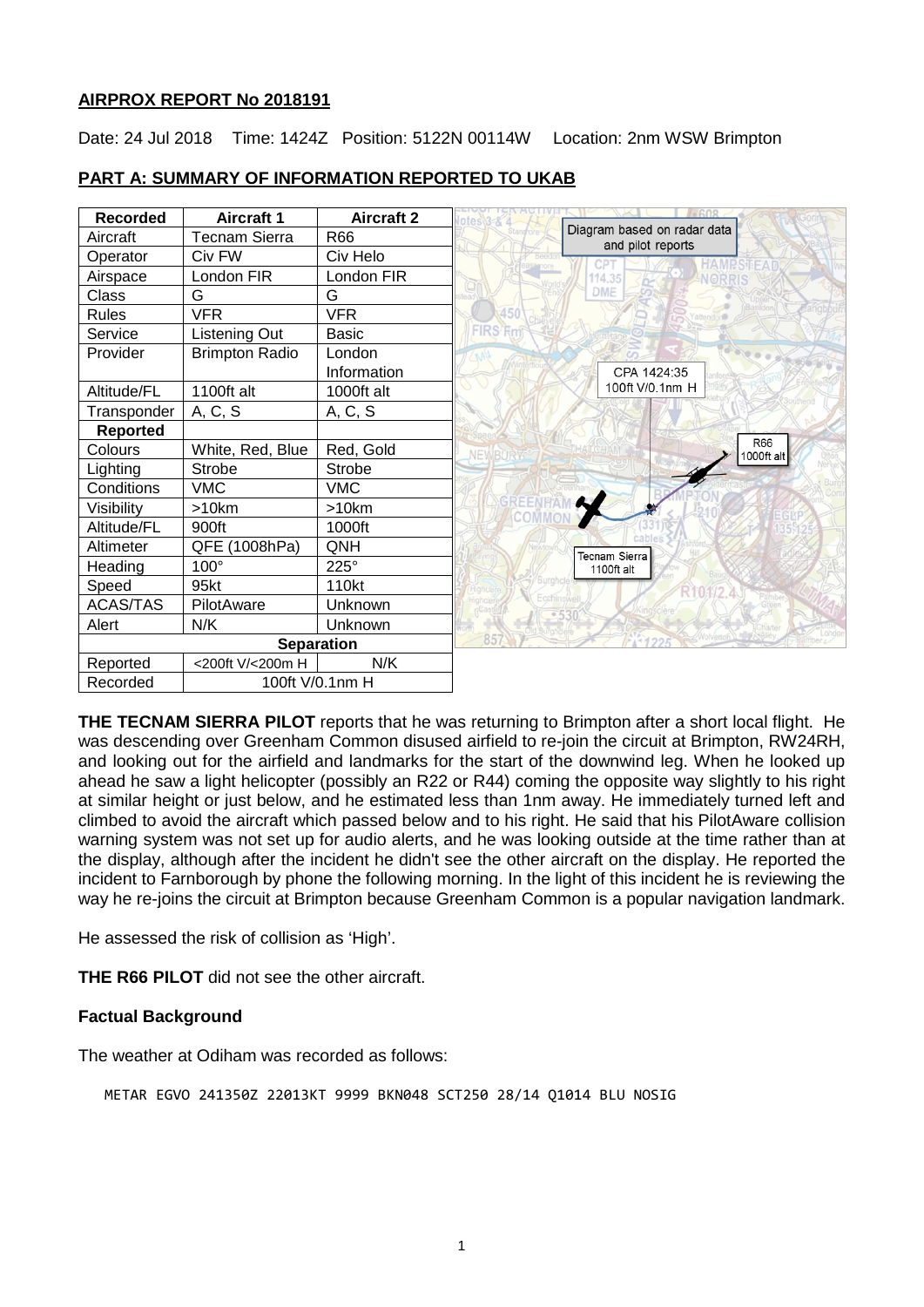**AIRPROX REPORT No 2018191**

Date: 24 Jul 2018 Time: 1424Z Position: 5122N 00114W Location: 2nm WSW Brimpton

## PART A: SUMMARY OF INFORMATION REPORTED TO UKAB

| Recorded | Aircraft 1 | Aircraft 2 |
|---|---|---|
| Aircraft | Tecnam Sierra | R66 |
| Operator | Civ FW | Civ Helo |
| Airspace | London FIR | London FIR |
| Class | G | G |
| Rules | VFR | VFR |
| Service | Listening Out | Basic |
| Provider | Brimpton Radio | London Information |
| Altitude/FL | 1100ft alt | 1000ft alt |
| Transponder | A, C, S | A, C, S |
| **Reported** | | |
| Colours | White, Red, Blue | Red, Gold |
| Lighting | Strobe | Strobe |
| Conditions | VMC | VMC |
| Visibility | >10km | >10km |
| Altitude/FL | 900ft | 1000ft |
| Altimeter | QFE (1008hPa) | QNH |
| Heading | 100° | 225° |
| Speed | 95kt | 110kt |
| ACAS/TAS | PilotAware | Unknown |
| Alert | N/K | Unknown |
| **Separation** | | |
| Reported | <200ft V/<200m H | N/K |
| Recorded | 100ft V/0.1nm H | |

Diagram based on radar data and pilot reports

CPA 1424:35 100ft V/0.1nm H

R66 1000ft alt

Tecnam Sierra 1100ft alt

**THE TECNAM SIERRA PILOT** reports that he was returning to Brimpton after a short local flight. He was descending over Greenham Common disused airfield to re-join the circuit at Brimpton, RW24RH, and looking out for the airfield and landmarks for the start of the downwind leg. When he looked up ahead he saw a light helicopter (possibly an R22 or R44) coming the opposite way slightly to his right at similar height or just below, and he estimated less than 1nm away. He immediately turned left and climbed to avoid the aircraft which passed below and to his right. He said that his PilotAware collision warning system was not set up for audio alerts, and he was looking outside at the time rather than at the display, although after the incident he didn't see the other aircraft on the display. He reported the incident to Farnborough by phone the following morning. In the light of this incident he is reviewing the way he re-joins the circuit at Brimpton because Greenham Common is a popular navigation landmark.

He assessed the risk of collision as 'High'.

**THE R66 PILOT** did not see the other aircraft.

### Factual Background

The weather at Odiham was recorded as follows:

```
METAR EGVO 241350Z 22013KT 9999 BKN048 SCT250 28/14 Q1014 BLU NOSIG
```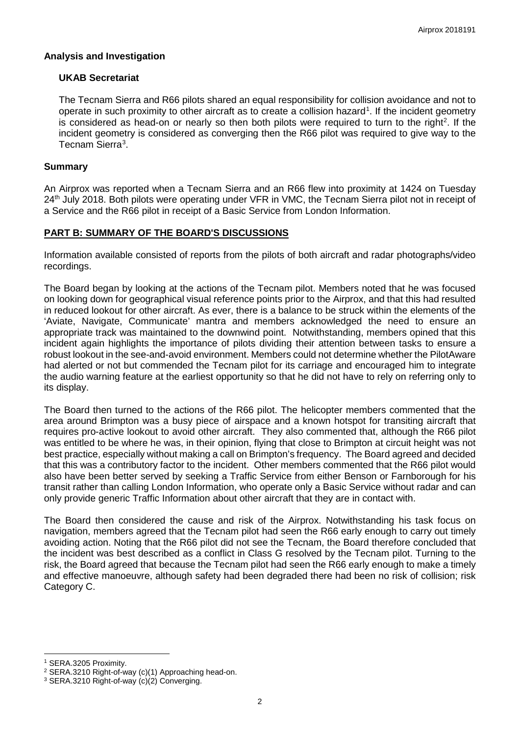### Analysis and Investigation

#### UKAB Secretariat

The Tecnam Sierra and R66 pilots shared an equal responsibility for collision avoidance and not to operate in such proximity to other aircraft as to create a collision hazard[1]. If the incident geometry is considered as head-on or nearly so then both pilots were required to turn to the right[2]. If the incident geometry is considered as converging then the R66 pilot was required to give way to the Tecnam Sierra[3].

### Summary

An Airprox was reported when a Tecnam Sierra and an R66 flew into proximity at 1424 on Tuesday 24th July 2018. Both pilots were operating under VFR in VMC, the Tecnam Sierra pilot not in receipt of a Service and the R66 pilot in receipt of a Basic Service from London Information.

## PART B: SUMMARY OF THE BOARD'S DISCUSSIONS

Information available consisted of reports from the pilots of both aircraft and radar photographs/video recordings.

The Board began by looking at the actions of the Tecnam pilot. Members noted that he was focused on looking down for geographical visual reference points prior to the Airprox, and that this had resulted in reduced lookout for other aircraft. As ever, there is a balance to be struck within the elements of the 'Aviate, Navigate, Communicate' mantra and members acknowledged the need to ensure an appropriate track was maintained to the downwind point. Notwithstanding, members opined that this incident again highlights the importance of pilots dividing their attention between tasks to ensure a robust lookout in the see-and-avoid environment. Members could not determine whether the PilotAware had alerted or not but commended the Tecnam pilot for its carriage and encouraged him to integrate the audio warning feature at the earliest opportunity so that he did not have to rely on referring only to its display.

The Board then turned to the actions of the R66 pilot. The helicopter members commented that the area around Brimpton was a busy piece of airspace and a known hotspot for transiting aircraft that requires pro-active lookout to avoid other aircraft. They also commented that, although the R66 pilot was entitled to be where he was, in their opinion, flying that close to Brimpton at circuit height was not best practice, especially without making a call on Brimpton's frequency. The Board agreed and decided that this was a contributory factor to the incident. Other members commented that the R66 pilot would also have been better served by seeking a Traffic Service from either Benson or Farnborough for his transit rather than calling London Information, who operate only a Basic Service without radar and can only provide generic Traffic Information about other aircraft that they are in contact with.

The Board then considered the cause and risk of the Airprox. Notwithstanding his task focus on navigation, members agreed that the Tecnam pilot had seen the R66 early enough to carry out timely avoiding action. Noting that the R66 pilot did not see the Tecnam, the Board therefore concluded that the incident was best described as a conflict in Class G resolved by the Tecnam pilot. Turning to the risk, the Board agreed that because the Tecnam pilot had seen the R66 early enough to make a timely and effective manoeuvre, although safety had been degraded there had been no risk of collision; risk Category C.

---

[1] SERA.3205 Proximity.

[2] SERA.3210 Right-of-way (c)(1) Approaching head-on.

[3] SERA.3210 Right-of-way (c)(2) Converging.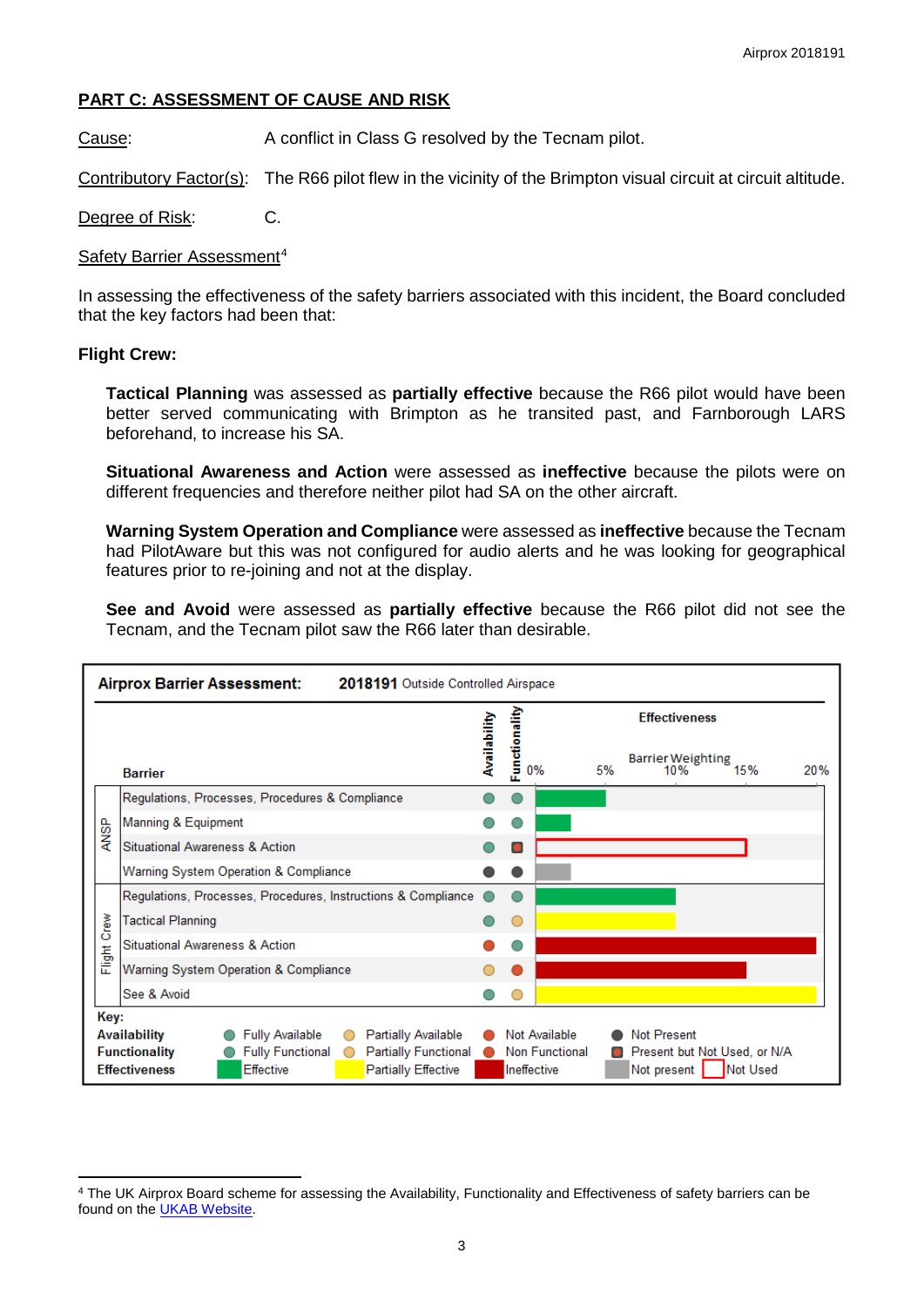## PART C: ASSESSMENT OF CAUSE AND RISK

Cause: A conflict in Class G resolved by the Tecnam pilot.

Contributory Factor(s): The R66 pilot flew in the vicinity of the Brimpton visual circuit at circuit altitude.

Degree of Risk: C.

Safety Barrier Assessment[4]

In assessing the effectiveness of the safety barriers associated with this incident, the Board concluded that the key factors had been that:

**Flight Crew:**

**Tactical Planning** was assessed as **partially effective** because the R66 pilot would have been better served communicating with Brimpton as he transited past, and Farnborough LARS beforehand, to increase his SA.

**Situational Awareness and Action** were assessed as **ineffective** because the pilots were on different frequencies and therefore neither pilot had SA on the other aircraft.

**Warning System Operation and Compliance** were assessed as **ineffective** because the Tecnam had PilotAware but this was not configured for audio alerts and he was looking for geographical features prior to re-joining and not at the display.

**See and Avoid** were assessed as **partially effective** because the R66 pilot did not see the Tecnam, and the Tecnam pilot saw the R66 later than desirable.

**Airprox Barrier Assessment:** **2018191** Outside Controlled Airspace

Barrier
Availability
Functionality
Effectiveness
Barrier Weighting
0% 5% 10% 15% 20%

ANSP
Regulations, Processes, Procedures & Compliance
Manning & Equipment
Situational Awareness & Action
Warning System Operation & Compliance

Flight Crew
Regulations, Processes, Procedures, Instructions & Compliance
Tactical Planning
Situational Awareness & Action
Warning System Operation & Compliance
See & Avoid

Key:
Availability: Fully Available, Partially Available, Not Available, Not Present
Functionality: Fully Functional, Partially Functional, Non Functional, Present but Not Used, or N/A
Effectiveness: Effective, Partially Effective, Ineffective, Not present, Not Used

---

[4] The UK Airprox Board scheme for assessing the Availability, Functionality and Effectiveness of safety barriers can be found on the UKAB Website.